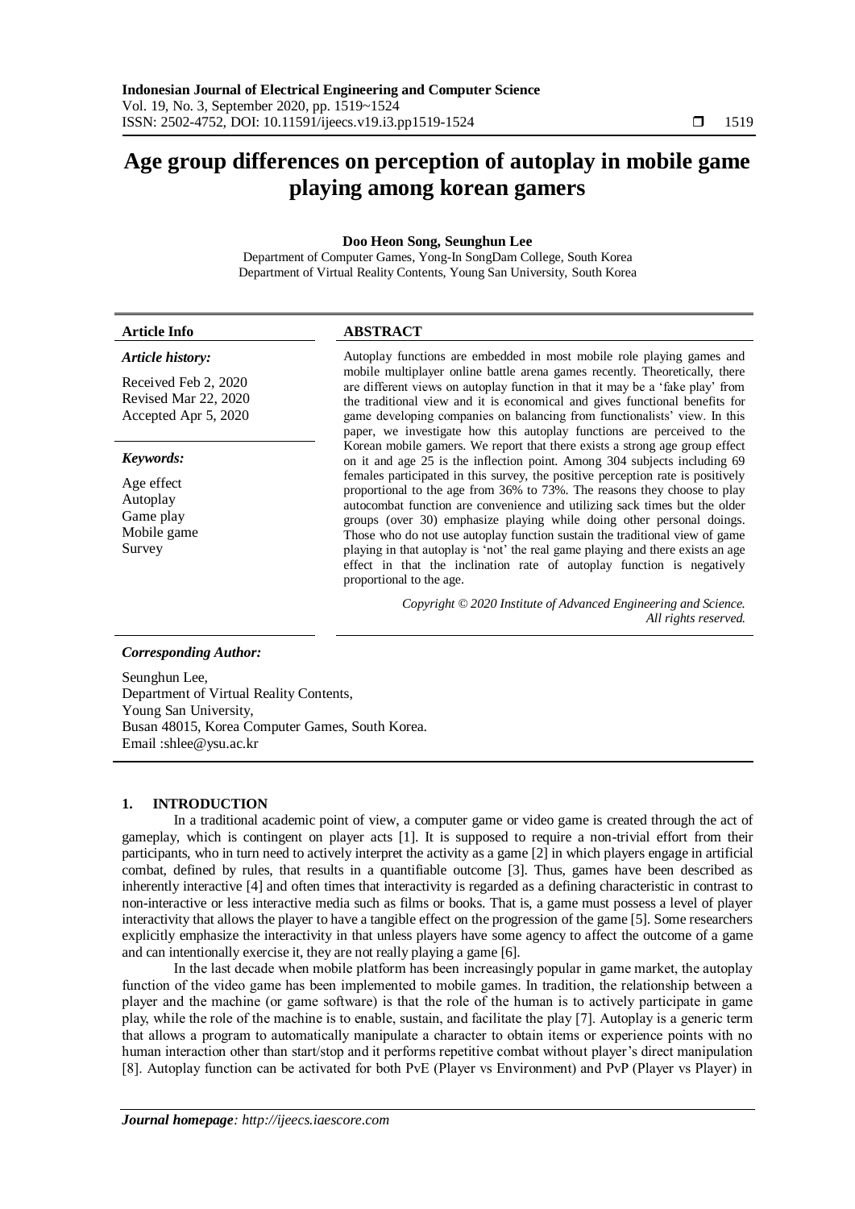# Age group differences on perception of autoplay in mobile game playing among korean gamers

**Doo Heon Song, Seunghun Lee**

Department of Computer Games, Yong-In SongDam College, South Korea
Department of Virtual Reality Contents, Young San University, South Korea

**Article Info**

***Article history:***

Received Feb 2, 2020
Revised Mar 22, 2020
Accepted Apr 5, 2020

***Keywords:***

Age effect
Autoplay
Game play
Mobile game
Survey

**ABSTRACT**

Autoplay functions are embedded in most mobile role playing games and mobile multiplayer online battle arena games recently. Theoretically, there are different views on autoplay function in that it may be a 'fake play' from the traditional view and it is economical and gives functional benefits for game developing companies on balancing from functionalists' view. In this paper, we investigate how this autoplay functions are perceived to the Korean mobile gamers. We report that there exists a strong age group effect on it and age 25 is the inflection point. Among 304 subjects including 69 females participated in this survey, the positive perception rate is positively proportional to the age from 36% to 73%. The reasons they choose to play autocombat function are convenience and utilizing sack times but the older groups (over 30) emphasize playing while doing other personal doings. Those who do not use autoplay function sustain the traditional view of game playing in that autoplay is 'not' the real game playing and there exists an age effect in that the inclination rate of autoplay function is negatively proportional to the age.

*Copyright © 2020 Institute of Advanced Engineering and Science. All rights reserved.*

***Corresponding Author:***

Seunghun Lee,
Department of Virtual Reality Contents,
Young San University,
Busan 48015, Korea Computer Games, South Korea.
Email :shlee@ysu.ac.kr

## 1. INTRODUCTION

In a traditional academic point of view, a computer game or video game is created through the act of gameplay, which is contingent on player acts [1]. It is supposed to require a non-trivial effort from their participants, who in turn need to actively interpret the activity as a game [2] in which players engage in artificial combat, defined by rules, that results in a quantifiable outcome [3]. Thus, games have been described as inherently interactive [4] and often times that interactivity is regarded as a defining characteristic in contrast to non-interactive or less interactive media such as films or books. That is, a game must possess a level of player interactivity that allows the player to have a tangible effect on the progression of the game [5]. Some researchers explicitly emphasize the interactivity in that unless players have some agency to affect the outcome of a game and can intentionally exercise it, they are not really playing a game [6].

In the last decade when mobile platform has been increasingly popular in game market, the autoplay function of the video game has been implemented to mobile games. In tradition, the relationship between a player and the machine (or game software) is that the role of the human is to actively participate in game play, while the role of the machine is to enable, sustain, and facilitate the play [7]. Autoplay is a generic term that allows a program to automatically manipulate a character to obtain items or experience points with no human interaction other than start/stop and it performs repetitive combat without player's direct manipulation [8]. Autoplay function can be activated for both PvE (Player vs Environment) and PvP (Player vs Player) in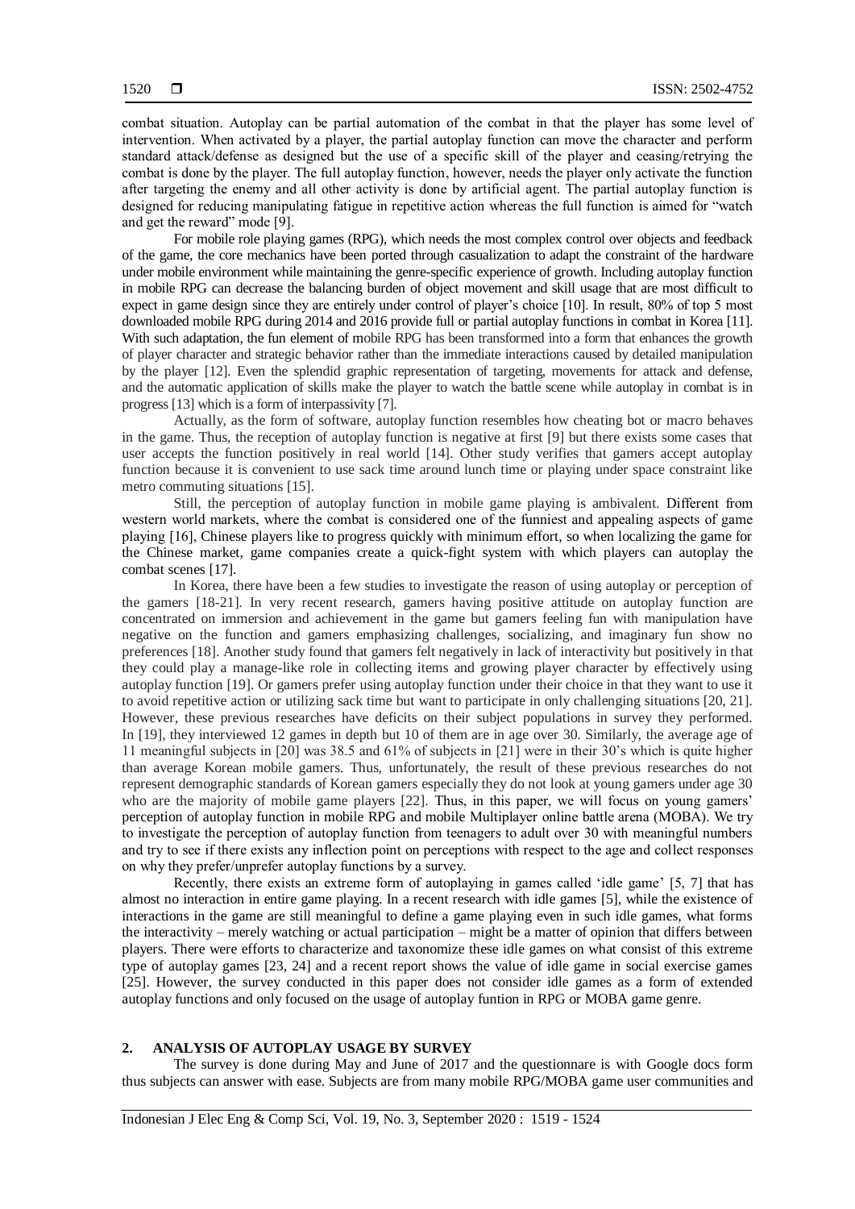combat situation. Autoplay can be partial automation of the combat in that the player has some level of intervention. When activated by a player, the partial autoplay function can move the character and perform standard attack/defense as designed but the use of a specific skill of the player and ceasing/retrying the combat is done by the player. The full autoplay function, however, needs the player only activate the function after targeting the enemy and all other activity is done by artificial agent. The partial autoplay function is designed for reducing manipulating fatigue in repetitive action whereas the full function is aimed for "watch and get the reward" mode [9].

For mobile role playing games (RPG), which needs the most complex control over objects and feedback of the game, the core mechanics have been ported through casualization to adapt the constraint of the hardware under mobile environment while maintaining the genre-specific experience of growth. Including autoplay function in mobile RPG can decrease the balancing burden of object movement and skill usage that are most difficult to expect in game design since they are entirely under control of player's choice [10]. In result, 80% of top 5 most downloaded mobile RPG during 2014 and 2016 provide full or partial autoplay functions in combat in Korea [11]. With such adaptation, the fun element of mobile RPG has been transformed into a form that enhances the growth of player character and strategic behavior rather than the immediate interactions caused by detailed manipulation by the player [12]. Even the splendid graphic representation of targeting, movements for attack and defense, and the automatic application of skills make the player to watch the battle scene while autoplay in combat is in progress [13] which is a form of interpassivity [7].

Actually, as the form of software, autoplay function resembles how cheating bot or macro behaves in the game. Thus, the reception of autoplay function is negative at first [9] but there exists some cases that user accepts the function positively in real world [14]. Other study verifies that gamers accept autoplay function because it is convenient to use sack time around lunch time or playing under space constraint like metro commuting situations [15].

Still, the perception of autoplay function in mobile game playing is ambivalent. Different from western world markets, where the combat is considered one of the funniest and appealing aspects of game playing [16], Chinese players like to progress quickly with minimum effort, so when localizing the game for the Chinese market, game companies create a quick-fight system with which players can autoplay the combat scenes [17].

In Korea, there have been a few studies to investigate the reason of using autoplay or perception of the gamers [18-21]. In very recent research, gamers having positive attitude on autoplay function are concentrated on immersion and achievement in the game but gamers feeling fun with manipulation have negative on the function and gamers emphasizing challenges, socializing, and imaginary fun show no preferences [18]. Another study found that gamers felt negatively in lack of interactivity but positively in that they could play a manage-like role in collecting items and growing player character by effectively using autoplay function [19]. Or gamers prefer using autoplay function under their choice in that they want to use it to avoid repetitive action or utilizing sack time but want to participate in only challenging situations [20, 21]. However, these previous researches have deficits on their subject populations in survey they performed. In [19], they interviewed 12 games in depth but 10 of them are in age over 30. Similarly, the average age of 11 meaningful subjects in [20] was 38.5 and 61% of subjects in [21] were in their 30's which is quite higher than average Korean mobile gamers. Thus, unfortunately, the result of these previous researches do not represent demographic standards of Korean gamers especially they do not look at young gamers under age 30 who are the majority of mobile game players [22]. Thus, in this paper, we will focus on young gamers' perception of autoplay function in mobile RPG and mobile Multiplayer online battle arena (MOBA). We try to investigate the perception of autoplay function from teenagers to adult over 30 with meaningful numbers and try to see if there exists any inflection point on perceptions with respect to the age and collect responses on why they prefer/unprefer autoplay functions by a survey.

Recently, there exists an extreme form of autoplaying in games called 'idle game' [5, 7] that has almost no interaction in entire game playing. In a recent research with idle games [5], while the existence of interactions in the game are still meaningful to define a game playing even in such idle games, what forms the interactivity – merely watching or actual participation – might be a matter of opinion that differs between players. There were efforts to characterize and taxonomize these idle games on what consist of this extreme type of autoplay games [23, 24] and a recent report shows the value of idle game in social exercise games [25]. However, the survey conducted in this paper does not consider idle games as a form of extended autoplay functions and only focused on the usage of autoplay funtion in RPG or MOBA game genre.

## 2. ANALYSIS OF AUTOPLAY USAGE BY SURVEY

The survey is done during May and June of 2017 and the questionnaire is with Google docs form thus subjects can answer with ease. Subjects are from many mobile RPG/MOBA game user communities and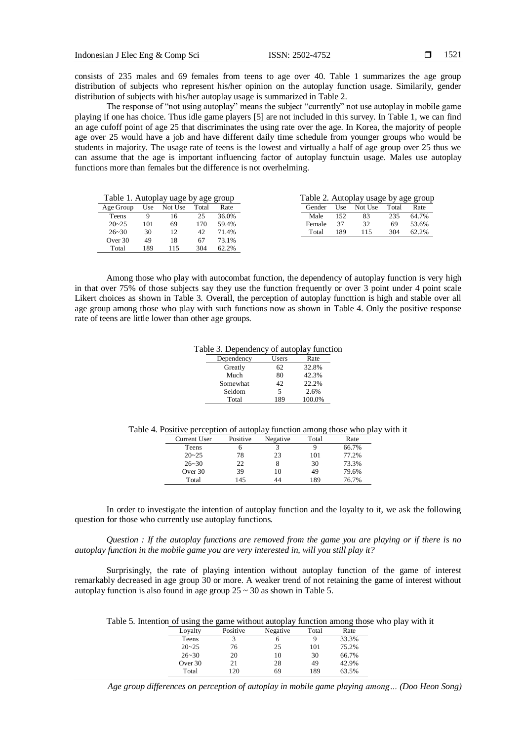consists of 235 males and 69 females from teens to age over 40. Table 1 summarizes the age group distribution of subjects who represent his/her opinion on the autoplay function usage. Similarily, gender distribution of subjects with his/her autoplay usage is summarized in Table 2.

The response of "not using autoplay" means the subject "currently" not use autoplay in mobile game playing if one has choice. Thus idle game players [5] are not included in this survey. In Table 1, we can find an age cufoff point of age 25 that discriminates the using rate over the age. In Korea, the majority of people age over 25 would have a job and have different daily time schedule from younger groups who would be students in majority. The usage rate of teens is the lowest and virtually a half of age group over 25 thus we can assume that the age is important influencing factor of autoplay functuin usage. Males use autoplay functions more than females but the difference is not overhelming.

Table 1. Autoplay uage by age group

| Age Group | Use | Not Use | Total | Rate |
|---|---|---|---|---|
| Teens | 9 | 16 | 25 | 36.0% |
| 20~25 | 101 | 69 | 170 | 59.4% |
| 26~30 | 30 | 12 | 42 | 71.4% |
| Over 30 | 49 | 18 | 67 | 73.1% |
| Total | 189 | 115 | 304 | 62.2% |

Table 2. Autoplay usage by age group

| Gender | Use | Not Use | Total | Rate |
|---|---|---|---|---|
| Male | 152 | 83 | 235 | 64.7% |
| Female | 37 | 32 | 69 | 53.6% |
| Total | 189 | 115 | 304 | 62.2% |

Among those who play with autocombat function, the dependency of autoplay function is very high in that over 75% of those subjects say they use the function frequently or over 3 point under 4 point scale Likert choices as shown in Table 3. Overall, the perception of autoplay functtion is high and stable over all age group among those who play with such functions now as shown in Table 4. Only the positive response rate of teens are little lower than other age groups.

Table 3. Dependency of autoplay function

| Dependency | Users | Rate |
|---|---|---|
| Greatly | 62 | 32.8% |
| Much | 80 | 42.3% |
| Somewhat | 42 | 22.2% |
| Seldom | 5 | 2.6% |
| Total | 189 | 100.0% |

Table 4. Positive perception of autoplay function among those who play with it

| Current User | Positive | Negative | Total | Rate |
|---|---|---|---|---|
| Teens | 6 | 3 | 9 | 66.7% |
| 20~25 | 78 | 23 | 101 | 77.2% |
| 26~30 | 22 | 8 | 30 | 73.3% |
| Over 30 | 39 | 10 | 49 | 79.6% |
| Total | 145 | 44 | 189 | 76.7% |

In order to investigate the intention of autoplay function and the loyalty to it, we ask the following question for those who currently use autoplay functions.

*Question : If the autoplay functions are removed from the game you are playing or if there is no autoplay function in the mobile game you are very interested in, will you still play it?*

Surprisingly, the rate of playing intention without autoplay function of the game of interest remarkably decreased in age group 30 or more. A weaker trend of not retaining the game of interest without autoplay function is also found in age group 25 ~ 30 as shown in Table 5.

Table 5. Intention of using the game without autoplay function among those who play with it

| Loyalty | Positive | Negative | Total | Rate |
|---|---|---|---|---|
| Teens | 3 | 6 | 9 | 33.3% |
| 20~25 | 76 | 25 | 101 | 75.2% |
| 26~30 | 20 | 10 | 30 | 66.7% |
| Over 30 | 21 | 28 | 49 | 42.9% |
| Total | 120 | 69 | 189 | 63.5% |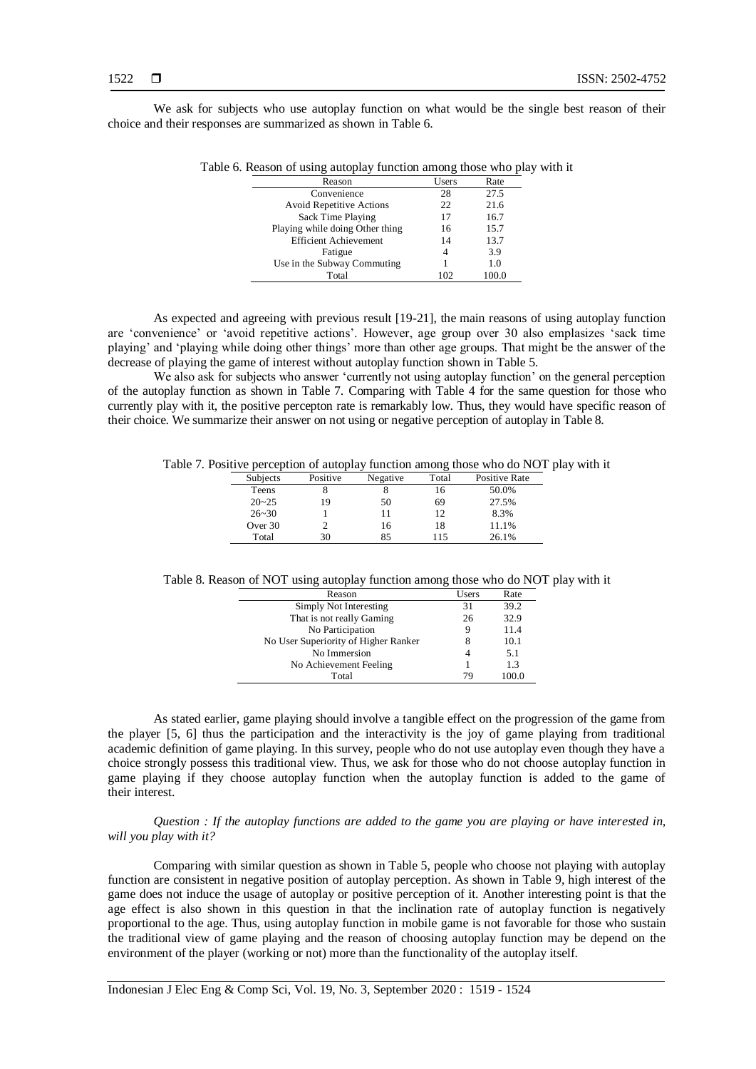We ask for subjects who use autoplay function on what would be the single best reason of their choice and their responses are summarized as shown in Table 6.

Table 6. Reason of using autoplay function among those who play with it

| Reason | Users | Rate |
|---|---|---|
| Convenience | 28 | 27.5 |
| Avoid Repetitive Actions | 22 | 21.6 |
| Sack Time Playing | 17 | 16.7 |
| Playing while doing Other thing | 16 | 15.7 |
| Efficient Achievement | 14 | 13.7 |
| Fatigue | 4 | 3.9 |
| Use in the Subway Commuting | 1 | 1.0 |
| Total | 102 | 100.0 |

As expected and agreeing with previous result [19-21], the main reasons of using autoplay function are 'convenience' or 'avoid repetitive actions'. However, age group over 30 also emplasizes 'sack time playing' and 'playing while doing other things' more than other age groups. That might be the answer of the decrease of playing the game of interest without autoplay function shown in Table 5.

We also ask for subjects who answer 'currently not using autoplay function' on the general perception of the autoplay function as shown in Table 7. Comparing with Table 4 for the same question for those who currently play with it, the positive percepton rate is remarkably low. Thus, they would have specific reason of their choice. We summarize their answer on not using or negative perception of autoplay in Table 8.

Table 7. Positive perception of autoplay function among those who do NOT play with it

| Subjects | Positive | Negative | Total | Positive Rate |
|---|---|---|---|---|
| Teens | 8 | 8 | 16 | 50.0% |
| 20~25 | 19 | 50 | 69 | 27.5% |
| 26~30 | 1 | 11 | 12 | 8.3% |
| Over 30 | 2 | 16 | 18 | 11.1% |
| Total | 30 | 85 | 115 | 26.1% |

Table 8. Reason of NOT using autoplay function among those who do NOT play with it

| Reason | Users | Rate |
|---|---|---|
| Simply Not Interesting | 31 | 39.2 |
| That is not really Gaming | 26 | 32.9 |
| No Participation | 9 | 11.4 |
| No User Superiority of Higher Ranker | 8 | 10.1 |
| No Immersion | 4 | 5.1 |
| No Achievement Feeling | 1 | 1.3 |
| Total | 79 | 100.0 |

As stated earlier, game playing should involve a tangible effect on the progression of the game from the player [5, 6] thus the participation and the interactivity is the joy of game playing from traditional academic definition of game playing. In this survey, people who do not use autoplay even though they have a choice strongly possess this traditional view. Thus, we ask for those who do not choose autoplay function in game playing if they choose autoplay function when the autoplay function is added to the game of their interest.

*Question : If the autoplay functions are added to the game you are playing or have interested in, will you play with it?*

Comparing with similar question as shown in Table 5, people who choose not playing with autoplay function are consistent in negative position of autoplay perception. As shown in Table 9, high interest of the game does not induce the usage of autoplay or positive perception of it. Another interesting point is that the age effect is also shown in this question in that the inclination rate of autoplay function is negatively proportional to the age. Thus, using autoplay function in mobile game is not favorable for those who sustain the traditional view of game playing and the reason of choosing autoplay function may be depend on the environment of the player (working or not) more than the functionality of the autoplay itself.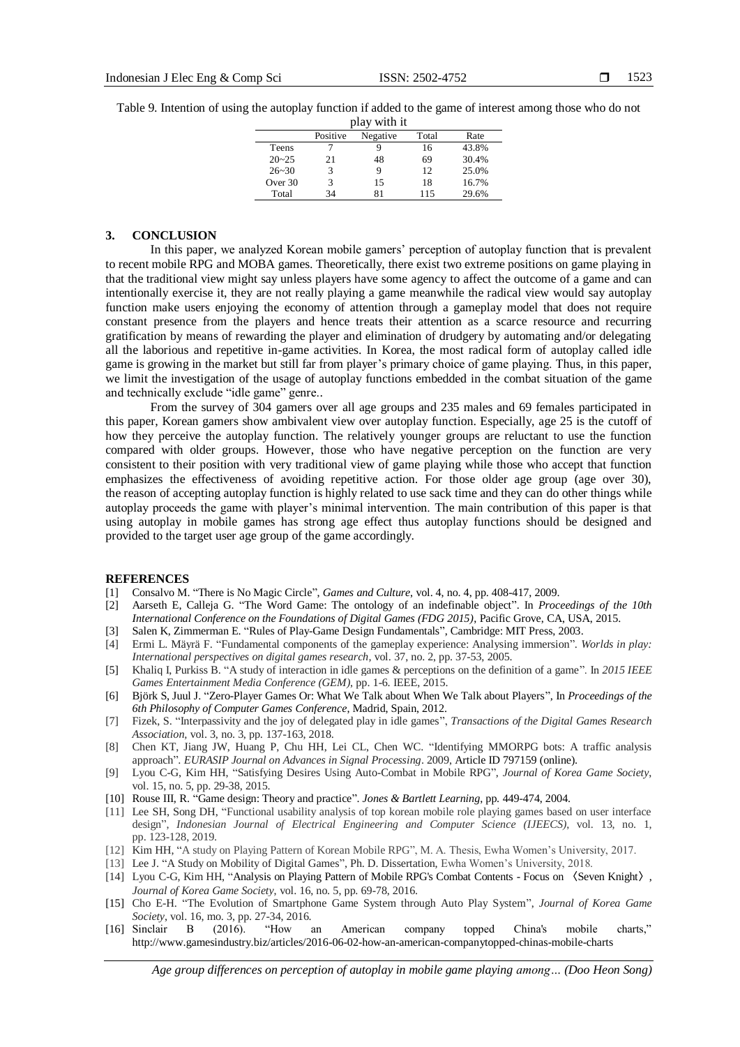Table 9. Intention of using the autoplay function if added to the game of interest among those who do not play with it

| | Positive | Negative | Total | Rate |
|---|---|---|---|---|
| Teens | 7 | 9 | 16 | 43.8% |
| 20~25 | 21 | 48 | 69 | 30.4% |
| 26~30 | 3 | 9 | 12 | 25.0% |
| Over 30 | 3 | 15 | 18 | 16.7% |
| Total | 34 | 81 | 115 | 29.6% |

## 3. CONCLUSION

In this paper, we analyzed Korean mobile gamers' perception of autoplay function that is prevalent to recent mobile RPG and MOBA games. Theoretically, there exist two extreme positions on game playing in that the traditional view might say unless players have some agency to affect the outcome of a game and can intentionally exercise it, they are not really playing a game meanwhile the radical view would say autoplay function make users enjoying the economy of attention through a gameplay model that does not require constant presence from the players and hence treats their attention as a scarce resource and recurring gratification by means of rewarding the player and elimination of drudgery by automating and/or delegating all the laborious and repetitive in-game activities. In Korea, the most radical form of autoplay called idle game is growing in the market but still far from player's primary choice of game playing. Thus, in this paper, we limit the investigation of the usage of autoplay functions embedded in the combat situation of the game and technically exclude "idle game" genre..

From the survey of 304 gamers over all age groups and 235 males and 69 females participated in this paper, Korean gamers show ambivalent view over autoplay function. Especially, age 25 is the cutoff of how they perceive the autoplay function. The relatively younger groups are reluctant to use the function compared with older groups. However, those who have negative perception on the function are very consistent to their position with very traditional view of game playing while those who accept that function emphasizes the effectiveness of avoiding repetitive action. For those older age group (age over 30), the reason of accepting autoplay function is highly related to use sack time and they can do other things while autoplay proceeds the game with player's minimal intervention. The main contribution of this paper is that using autoplay in mobile games has strong age effect thus autoplay functions should be designed and provided to the target user age group of the game accordingly.

## REFERENCES

[1] Consalvo M. "There is No Magic Circle", *Games and Culture*, vol. 4, no. 4, pp. 408-417, 2009.
[2] Aarseth E, Calleja G. "The Word Game: The ontology of an indefinable object". In *Proceedings of the 10th International Conference on the Foundations of Digital Games (FDG 2015)*, Pacific Grove, CA, USA, 2015.
[3] Salen K, Zimmerman E. "Rules of Play-Game Design Fundamentals", Cambridge: MIT Press, 2003.
[4] Ermi L. Mäyrä F. "Fundamental components of the gameplay experience: Analysing immersion". *Worlds in play: International perspectives on digital games research*, vol. 37, no. 2, pp. 37-53, 2005.
[5] Khaliq I, Purkiss B. "A study of interaction in idle games & perceptions on the definition of a game". In *2015 IEEE Games Entertainment Media Conference (GEM)*, pp. 1-6. IEEE, 2015.
[6] Björk S, Juul J. "Zero-Player Games Or: What We Talk about When We Talk about Players", In *Proceedings of the 6th Philosophy of Computer Games Conference*, Madrid, Spain, 2012.
[7] Fizek, S. "Interpassivity and the joy of delegated play in idle games", *Transactions of the Digital Games Research Association*, vol. 3, no. 3, pp. 137-163, 2018.
[8] Chen KT, Jiang JW, Huang P, Chu HH, Lei CL, Chen WC. "Identifying MMORPG bots: A traffic analysis approach". *EURASIP Journal on Advances in Signal Processing*. 2009, Article ID 797159 (online).
[9] Lyou C-G, Kim HH, "Satisfying Desires Using Auto-Combat in Mobile RPG", *Journal of Korea Game Society*, vol. 15, no. 5, pp. 29-38, 2015.
[10] Rouse III, R. "Game design: Theory and practice". *Jones & Bartlett Learning*, pp. 449-474, 2004.
[11] Lee SH, Song DH, "Functional usability analysis of top korean mobile role playing games based on user interface design", *Indonesian Journal of Electrical Engineering and Computer Science (IJEECS)*, vol. 13, no. 1, pp. 123-128, 2019.
[12] Kim HH, "A study on Playing Pattern of Korean Mobile RPG", M. A. Thesis, Ewha Women's University, 2017.
[13] Lee J. "A Study on Mobility of Digital Games", Ph. D. Dissertation, Ewha Women's University, 2018.
[14] Lyou C-G, Kim HH, "Analysis on Playing Pattern of Mobile RPG's Combat Contents - Focus on 〈Seven Knight〉, *Journal of Korea Game Society*, vol. 16, no. 5, pp. 69-78, 2016.
[15] Cho E-H. "The Evolution of Smartphone Game System through Auto Play System", *Journal of Korea Game Society*, vol. 16, mo. 3, pp. 27-34, 2016.
[16] Sinclair B (2016). "How an American company topped China's mobile charts," http://www.gamesindustry.biz/articles/2016-06-02-how-an-american-companytopped-chinas-mobile-charts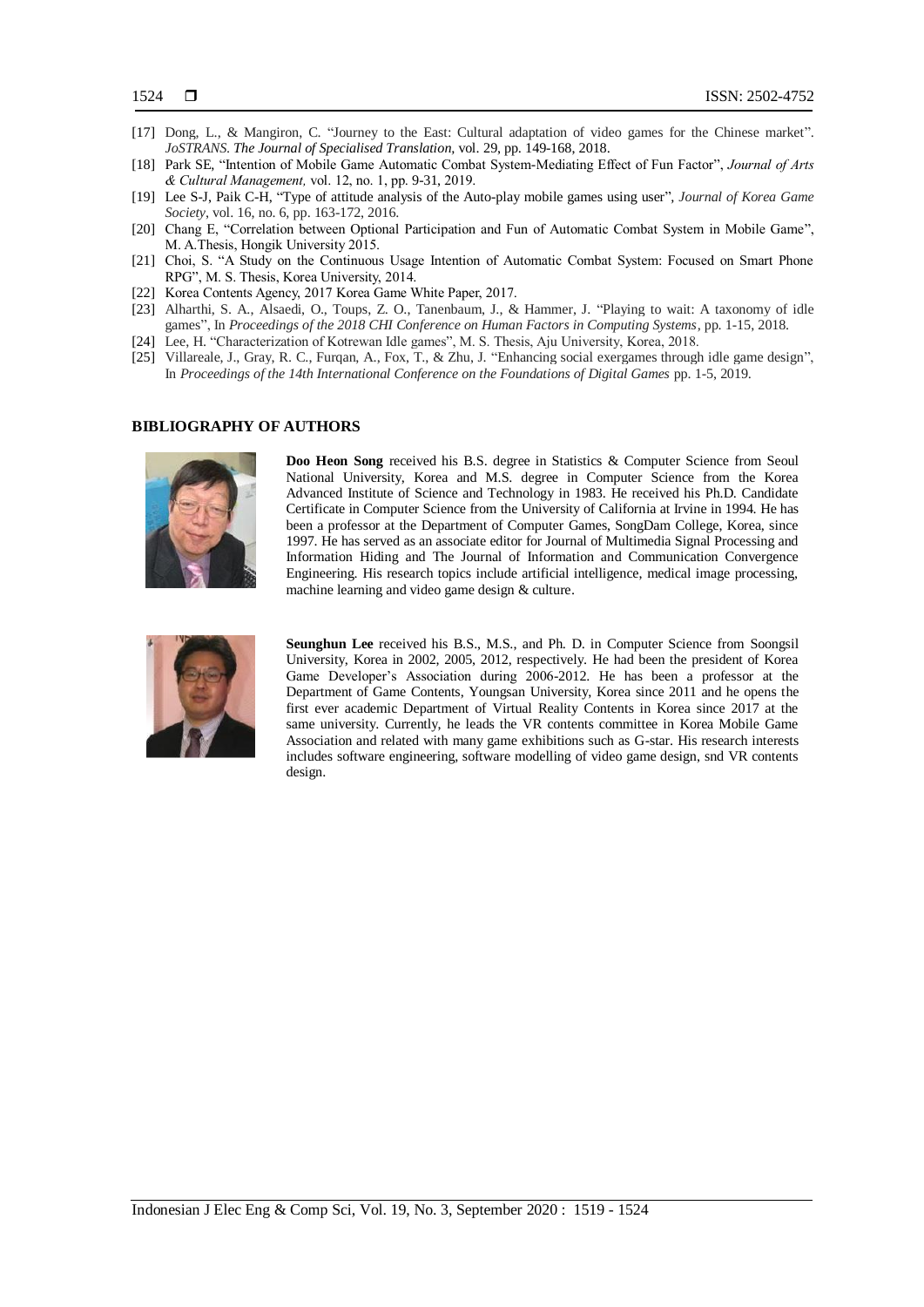[17] Dong, L., & Mangiron, C. "Journey to the East: Cultural adaptation of video games for the Chinese market". *JoSTRANS. The Journal of Specialised Translation*, vol. 29, pp. 149-168, 2018.

[18] Park SE, "Intention of Mobile Game Automatic Combat System-Mediating Effect of Fun Factor", *Journal of Arts & Cultural Management,* vol. 12, no. 1, pp. 9-31, 2019.

[19] Lee S-J, Paik C-H, "Type of attitude analysis of the Auto-play mobile games using user", *Journal of Korea Game Society*, vol. 16, no. 6, pp. 163-172, 2016.

[20] Chang E, "Correlation between Optional Participation and Fun of Automatic Combat System in Mobile Game", M. A.Thesis, Hongik University 2015.

[21] Choi, S. "A Study on the Continuous Usage Intention of Automatic Combat System: Focused on Smart Phone RPG", M. S. Thesis, Korea University, 2014.

[22] Korea Contents Agency, 2017 Korea Game White Paper, 2017.

[23] Alharthi, S. A., Alsaedi, O., Toups, Z. O., Tanenbaum, J., & Hammer, J. "Playing to wait: A taxonomy of idle games", In *Proceedings of the 2018 CHI Conference on Human Factors in Computing Systems*, pp. 1-15, 2018.

[24] Lee, H. "Characterization of Kotrewan Idle games", M. S. Thesis, Aju University, Korea, 2018.

[25] Villareale, J., Gray, R. C., Furqan, A., Fox, T., & Zhu, J. "Enhancing social exergames through idle game design", In *Proceedings of the 14th International Conference on the Foundations of Digital Games* pp. 1-5, 2019.

## BIBLIOGRAPHY OF AUTHORS

**Doo Heon Song** received his B.S. degree in Statistics & Computer Science from Seoul National University, Korea and M.S. degree in Computer Science from the Korea Advanced Institute of Science and Technology in 1983. He received his Ph.D. Candidate Certificate in Computer Science from the University of California at Irvine in 1994. He has been a professor at the Department of Computer Games, SongDam College, Korea, since 1997. He has served as an associate editor for Journal of Multimedia Signal Processing and Information Hiding and The Journal of Information and Communication Convergence Engineering. His research topics include artificial intelligence, medical image processing, machine learning and video game design & culture.

**Seunghun Lee** received his B.S., M.S., and Ph. D. in Computer Science from Soongsil University, Korea in 2002, 2005, 2012, respectively. He had been the president of Korea Game Developer's Association during 2006-2012. He has been a professor at the Department of Game Contents, Youngsan University, Korea since 2011 and he opens the first ever academic Department of Virtual Reality Contents in Korea since 2017 at the same university. Currently, he leads the VR contents committee in Korea Mobile Game Association and related with many game exhibitions such as G-star. His research interests includes software engineering, software modelling of video game design, snd VR contents design.